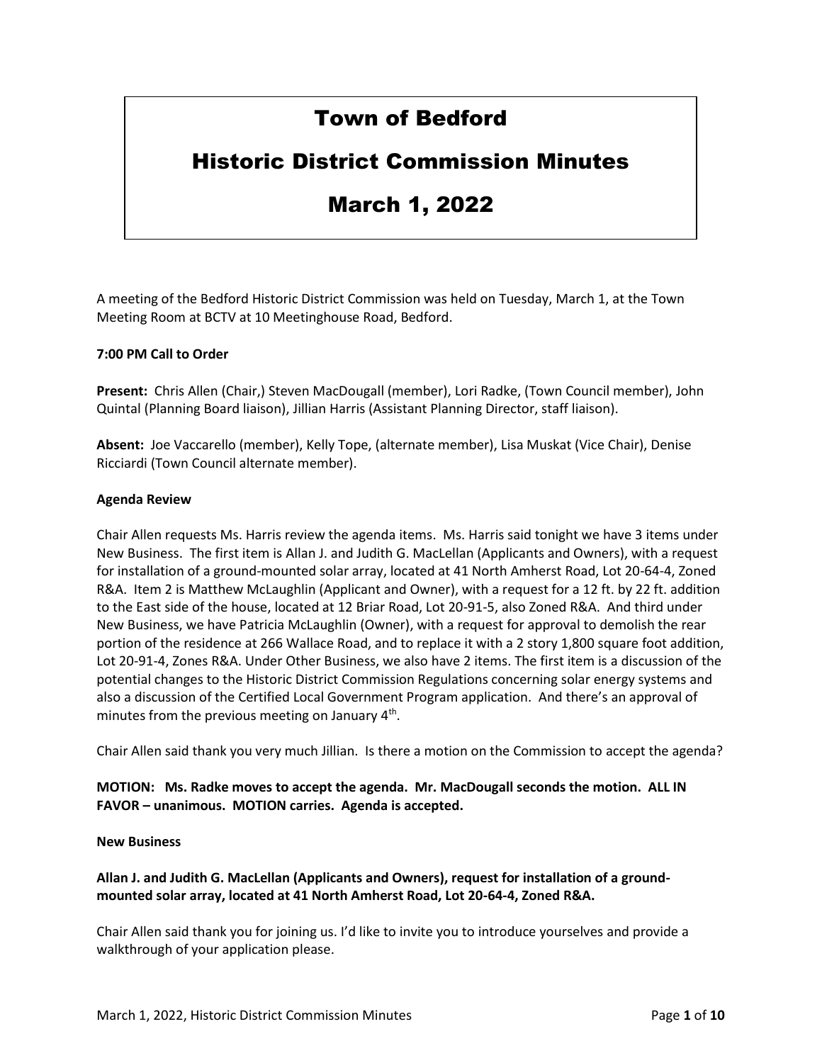# Town of Bedford

# Historic District Commission Minutes

# March 1, 2022

A meeting of the Bedford Historic District Commission was held on Tuesday, March 1, at the Town Meeting Room at BCTV at 10 Meetinghouse Road, Bedford.

**7:00 PM Call to Order**

**Present:** Chris Allen (Chair,) Steven MacDougall (member), Lori Radke, (Town Council member), John Quintal (Planning Board liaison), Jillian Harris (Assistant Planning Director, staff liaison).

**Absent:** Joe Vaccarello (member), Kelly Tope, (alternate member), Lisa Muskat (Vice Chair), Denise Ricciardi (Town Council alternate member).

**Agenda Review**

Chair Allen requests Ms. Harris review the agenda items. Ms. Harris said tonight we have 3 items under New Business. The first item is Allan J. and Judith G. MacLellan (Applicants and Owners), with a request for installation of a ground-mounted solar array, located at 41 North Amherst Road, Lot 20-64-4, Zoned R&A. Item 2 is Matthew McLaughlin (Applicant and Owner), with a request for a 12 ft. by 22 ft. addition to the East side of the house, located at 12 Briar Road, Lot 20-91-5, also Zoned R&A. And third under New Business, we have Patricia McLaughlin (Owner), with a request for approval to demolish the rear portion of the residence at 266 Wallace Road, and to replace it with a 2 story 1,800 square foot addition, Lot 20-91-4, Zones R&A. Under Other Business, we also have 2 items. The first item is a discussion of the potential changes to the Historic District Commission Regulations concerning solar energy systems and also a discussion of the Certified Local Government Program application. And there's an approval of minutes from the previous meeting on January 4th.

Chair Allen said thank you very much Jillian. Is there a motion on the Commission to accept the agenda?

**MOTION: Ms. Radke moves to accept the agenda. Mr. MacDougall seconds the motion. ALL IN FAVOR – unanimous. MOTION carries. Agenda is accepted.**

**New Business**

**Allan J. and Judith G. MacLellan (Applicants and Owners), request for installation of a ground-mounted solar array, located at 41 North Amherst Road, Lot 20-64-4, Zoned R&A.**

Chair Allen said thank you for joining us. I'd like to invite you to introduce yourselves and provide a walkthrough of your application please.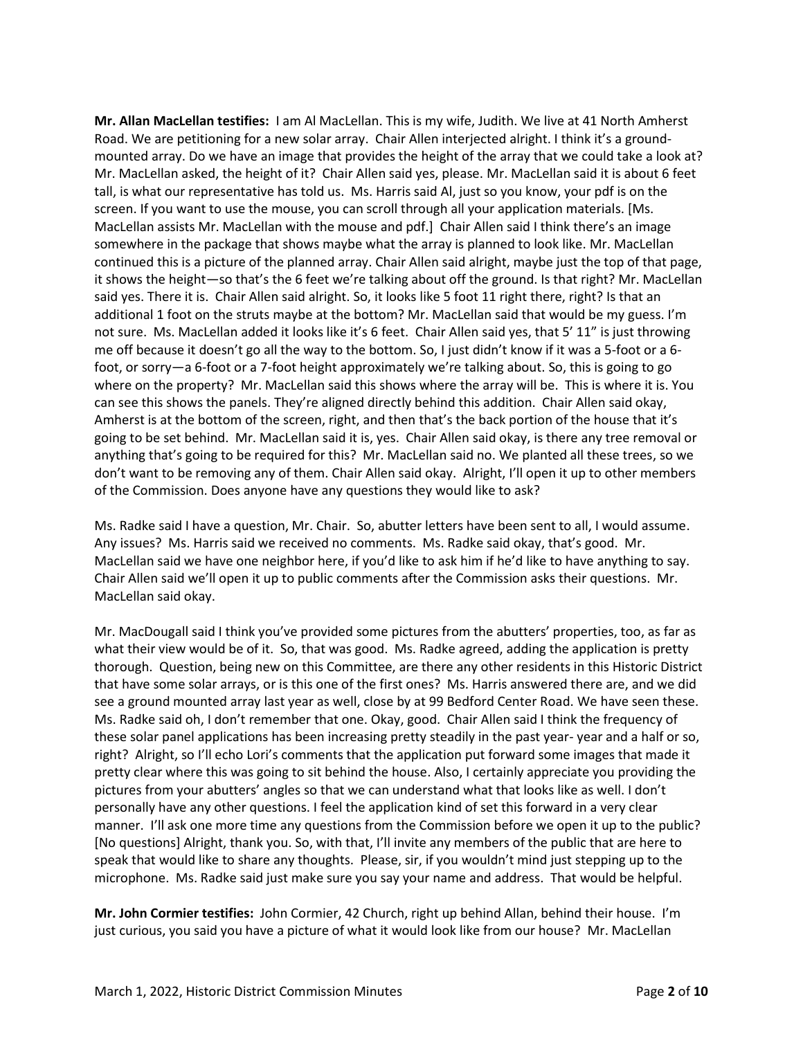**Mr. Allan MacLellan testifies:** I am Al MacLellan. This is my wife, Judith. We live at 41 North Amherst Road. We are petitioning for a new solar array. Chair Allen interjected alright. I think it's a ground-mounted array. Do we have an image that provides the height of the array that we could take a look at? Mr. MacLellan asked, the height of it? Chair Allen said yes, please. Mr. MacLellan said it is about 6 feet tall, is what our representative has told us. Ms. Harris said Al, just so you know, your pdf is on the screen. If you want to use the mouse, you can scroll through all your application materials. [Ms. MacLellan assists Mr. MacLellan with the mouse and pdf.] Chair Allen said I think there's an image somewhere in the package that shows maybe what the array is planned to look like. Mr. MacLellan continued this is a picture of the planned array. Chair Allen said alright, maybe just the top of that page, it shows the height—so that's the 6 feet we're talking about off the ground. Is that right? Mr. MacLellan said yes. There it is. Chair Allen said alright. So, it looks like 5 foot 11 right there, right? Is that an additional 1 foot on the struts maybe at the bottom? Mr. MacLellan said that would be my guess. I'm not sure. Ms. MacLellan added it looks like it's 6 feet. Chair Allen said yes, that 5' 11" is just throwing me off because it doesn't go all the way to the bottom. So, I just didn't know if it was a 5-foot or a 6-foot, or sorry—a 6-foot or a 7-foot height approximately we're talking about. So, this is going to go where on the property? Mr. MacLellan said this shows where the array will be. This is where it is. You can see this shows the panels. They're aligned directly behind this addition. Chair Allen said okay, Amherst is at the bottom of the screen, right, and then that's the back portion of the house that it's going to be set behind. Mr. MacLellan said it is, yes. Chair Allen said okay, is there any tree removal or anything that's going to be required for this? Mr. MacLellan said no. We planted all these trees, so we don't want to be removing any of them. Chair Allen said okay. Alright, I'll open it up to other members of the Commission. Does anyone have any questions they would like to ask?

Ms. Radke said I have a question, Mr. Chair. So, abutter letters have been sent to all, I would assume. Any issues? Ms. Harris said we received no comments. Ms. Radke said okay, that's good. Mr. MacLellan said we have one neighbor here, if you'd like to ask him if he'd like to have anything to say. Chair Allen said we'll open it up to public comments after the Commission asks their questions. Mr. MacLellan said okay.

Mr. MacDougall said I think you've provided some pictures from the abutters' properties, too, as far as what their view would be of it. So, that was good. Ms. Radke agreed, adding the application is pretty thorough. Question, being new on this Committee, are there any other residents in this Historic District that have some solar arrays, or is this one of the first ones? Ms. Harris answered there are, and we did see a ground mounted array last year as well, close by at 99 Bedford Center Road. We have seen these. Ms. Radke said oh, I don't remember that one. Okay, good. Chair Allen said I think the frequency of these solar panel applications has been increasing pretty steadily in the past year- year and a half or so, right? Alright, so I'll echo Lori's comments that the application put forward some images that made it pretty clear where this was going to sit behind the house. Also, I certainly appreciate you providing the pictures from your abutters' angles so that we can understand what that looks like as well. I don't personally have any other questions. I feel the application kind of set this forward in a very clear manner. I'll ask one more time any questions from the Commission before we open it up to the public? [No questions] Alright, thank you. So, with that, I'll invite any members of the public that are here to speak that would like to share any thoughts. Please, sir, if you wouldn't mind just stepping up to the microphone. Ms. Radke said just make sure you say your name and address. That would be helpful.

**Mr. John Cormier testifies:** John Cormier, 42 Church, right up behind Allan, behind their house. I'm just curious, you said you have a picture of what it would look like from our house? Mr. MacLellan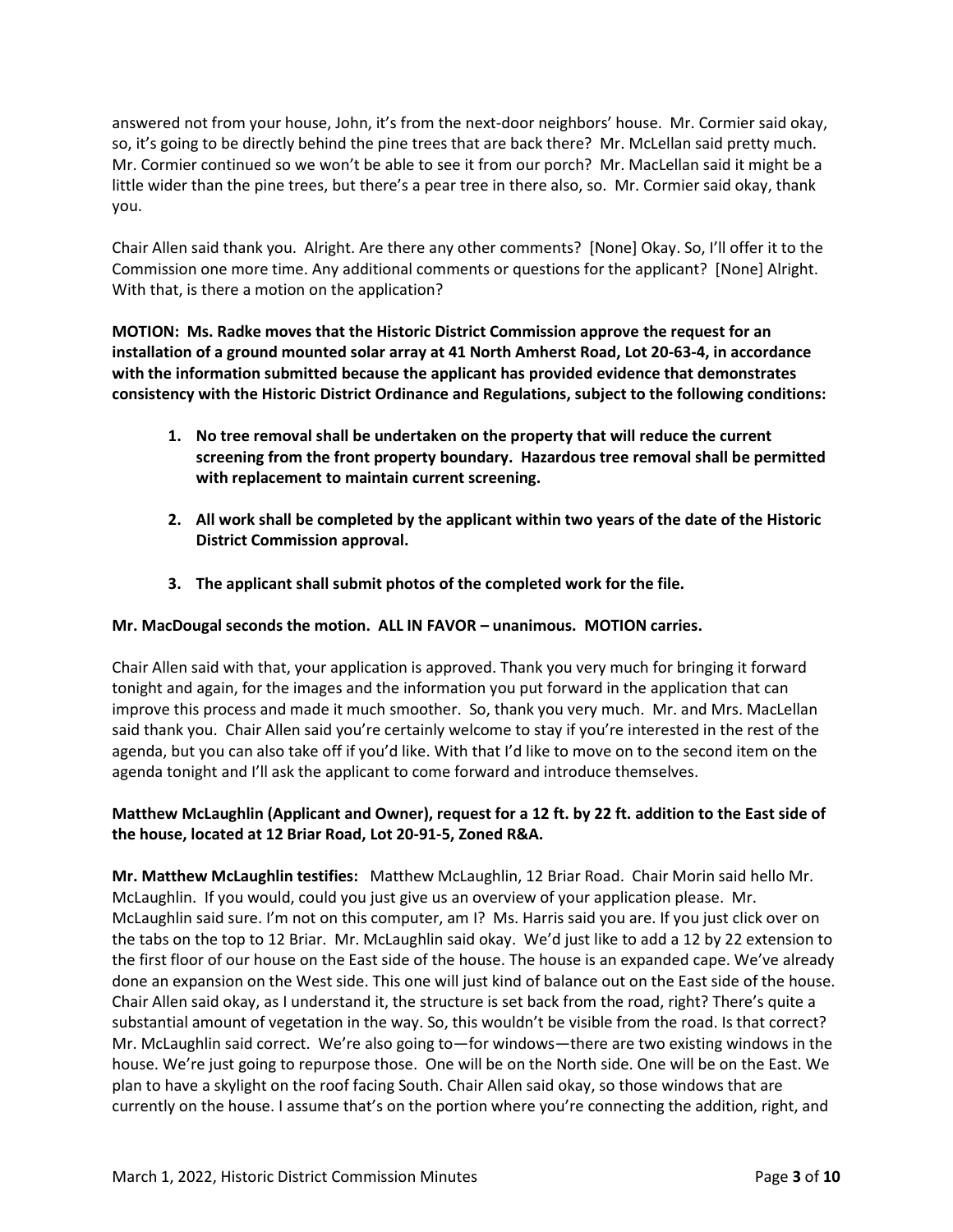answered not from your house, John, it's from the next-door neighbors' house. Mr. Cormier said okay, so, it's going to be directly behind the pine trees that are back there? Mr. McLellan said pretty much. Mr. Cormier continued so we won't be able to see it from our porch? Mr. MacLellan said it might be a little wider than the pine trees, but there's a pear tree in there also, so. Mr. Cormier said okay, thank you.

Chair Allen said thank you. Alright. Are there any other comments? [None] Okay. So, I'll offer it to the Commission one more time. Any additional comments or questions for the applicant? [None] Alright. With that, is there a motion on the application?

**MOTION: Ms. Radke moves that the Historic District Commission approve the request for an installation of a ground mounted solar array at 41 North Amherst Road, Lot 20-63-4, in accordance with the information submitted because the applicant has provided evidence that demonstrates consistency with the Historic District Ordinance and Regulations, subject to the following conditions:**

1. **No tree removal shall be undertaken on the property that will reduce the current screening from the front property boundary. Hazardous tree removal shall be permitted with replacement to maintain current screening.**

2. **All work shall be completed by the applicant within two years of the date of the Historic District Commission approval.**

3. **The applicant shall submit photos of the completed work for the file.**

**Mr. MacDougal seconds the motion. ALL IN FAVOR – unanimous. MOTION carries.**

Chair Allen said with that, your application is approved. Thank you very much for bringing it forward tonight and again, for the images and the information you put forward in the application that can improve this process and made it much smoother. So, thank you very much. Mr. and Mrs. MacLellan said thank you. Chair Allen said you're certainly welcome to stay if you're interested in the rest of the agenda, but you can also take off if you'd like. With that I'd like to move on to the second item on the agenda tonight and I'll ask the applicant to come forward and introduce themselves.

**Matthew McLaughlin (Applicant and Owner), request for a 12 ft. by 22 ft. addition to the East side of the house, located at 12 Briar Road, Lot 20-91-5, Zoned R&A.**

**Mr. Matthew McLaughlin testifies:** Matthew McLaughlin, 12 Briar Road. Chair Morin said hello Mr. McLaughlin. If you would, could you just give us an overview of your application please. Mr. McLaughlin said sure. I'm not on this computer, am I? Ms. Harris said you are. If you just click over on the tabs on the top to 12 Briar. Mr. McLaughlin said okay. We'd just like to add a 12 by 22 extension to the first floor of our house on the East side of the house. The house is an expanded cape. We've already done an expansion on the West side. This one will just kind of balance out on the East side of the house. Chair Allen said okay, as I understand it, the structure is set back from the road, right? There's quite a substantial amount of vegetation in the way. So, this wouldn't be visible from the road. Is that correct? Mr. McLaughlin said correct. We're also going to—for windows—there are two existing windows in the house. We're just going to repurpose those. One will be on the North side. One will be on the East. We plan to have a skylight on the roof facing South. Chair Allen said okay, so those windows that are currently on the house. I assume that's on the portion where you're connecting the addition, right, and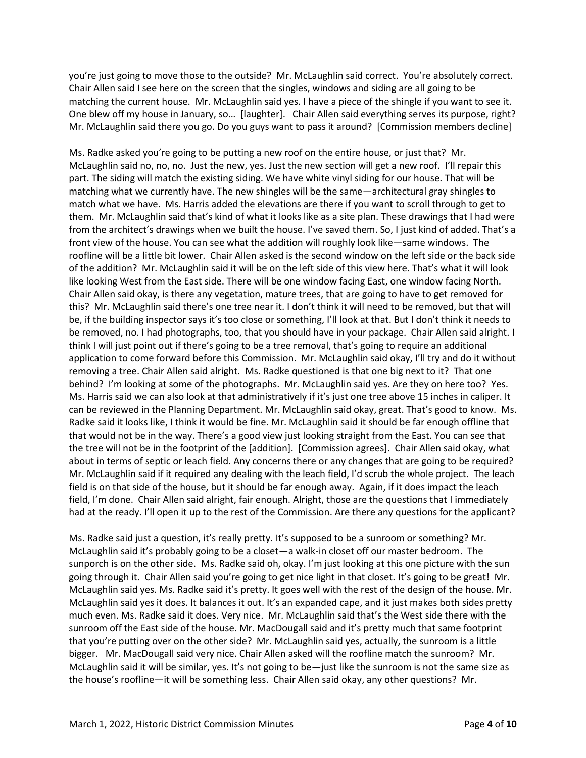you're just going to move those to the outside? Mr. McLaughlin said correct. You're absolutely correct. Chair Allen said I see here on the screen that the singles, windows and siding are all going to be matching the current house. Mr. McLaughlin said yes. I have a piece of the shingle if you want to see it. One blew off my house in January, so… [laughter]. Chair Allen said everything serves its purpose, right? Mr. McLaughlin said there you go. Do you guys want to pass it around? [Commission members decline]

Ms. Radke asked you're going to be putting a new roof on the entire house, or just that? Mr. McLaughlin said no, no, no. Just the new, yes. Just the new section will get a new roof. I'll repair this part. The siding will match the existing siding. We have white vinyl siding for our house. That will be matching what we currently have. The new shingles will be the same—architectural gray shingles to match what we have. Ms. Harris added the elevations are there if you want to scroll through to get to them. Mr. McLaughlin said that's kind of what it looks like as a site plan. These drawings that I had were from the architect's drawings when we built the house. I've saved them. So, I just kind of added. That's a front view of the house. You can see what the addition will roughly look like—same windows. The roofline will be a little bit lower. Chair Allen asked is the second window on the left side or the back side of the addition? Mr. McLaughlin said it will be on the left side of this view here. That's what it will look like looking West from the East side. There will be one window facing East, one window facing North. Chair Allen said okay, is there any vegetation, mature trees, that are going to have to get removed for this? Mr. McLaughlin said there's one tree near it. I don't think it will need to be removed, but that will be, if the building inspector says it's too close or something, I'll look at that. But I don't think it needs to be removed, no. I had photographs, too, that you should have in your package. Chair Allen said alright. I think I will just point out if there's going to be a tree removal, that's going to require an additional application to come forward before this Commission. Mr. McLaughlin said okay, I'll try and do it without removing a tree. Chair Allen said alright. Ms. Radke questioned is that one big next to it? That one behind? I'm looking at some of the photographs. Mr. McLaughlin said yes. Are they on here too? Yes. Ms. Harris said we can also look at that administratively if it's just one tree above 15 inches in caliper. It can be reviewed in the Planning Department. Mr. McLaughlin said okay, great. That's good to know. Ms. Radke said it looks like, I think it would be fine. Mr. McLaughlin said it should be far enough offline that that would not be in the way. There's a good view just looking straight from the East. You can see that the tree will not be in the footprint of the [addition]. [Commission agrees]. Chair Allen said okay, what about in terms of septic or leach field. Any concerns there or any changes that are going to be required? Mr. McLaughlin said if it required any dealing with the leach field, I'd scrub the whole project. The leach field is on that side of the house, but it should be far enough away. Again, if it does impact the leach field, I'm done. Chair Allen said alright, fair enough. Alright, those are the questions that I immediately had at the ready. I'll open it up to the rest of the Commission. Are there any questions for the applicant?

Ms. Radke said just a question, it's really pretty. It's supposed to be a sunroom or something? Mr. McLaughlin said it's probably going to be a closet—a walk-in closet off our master bedroom. The sunporch is on the other side. Ms. Radke said oh, okay. I'm just looking at this one picture with the sun going through it. Chair Allen said you're going to get nice light in that closet. It's going to be great! Mr. McLaughlin said yes. Ms. Radke said it's pretty. It goes well with the rest of the design of the house. Mr. McLaughlin said yes it does. It balances it out. It's an expanded cape, and it just makes both sides pretty much even. Ms. Radke said it does. Very nice. Mr. McLaughlin said that's the West side there with the sunroom off the East side of the house. Mr. MacDougall said and it's pretty much that same footprint that you're putting over on the other side? Mr. McLaughlin said yes, actually, the sunroom is a little bigger. Mr. MacDougall said very nice. Chair Allen asked will the roofline match the sunroom? Mr. McLaughlin said it will be similar, yes. It's not going to be—just like the sunroom is not the same size as the house's roofline—it will be something less. Chair Allen said okay, any other questions? Mr.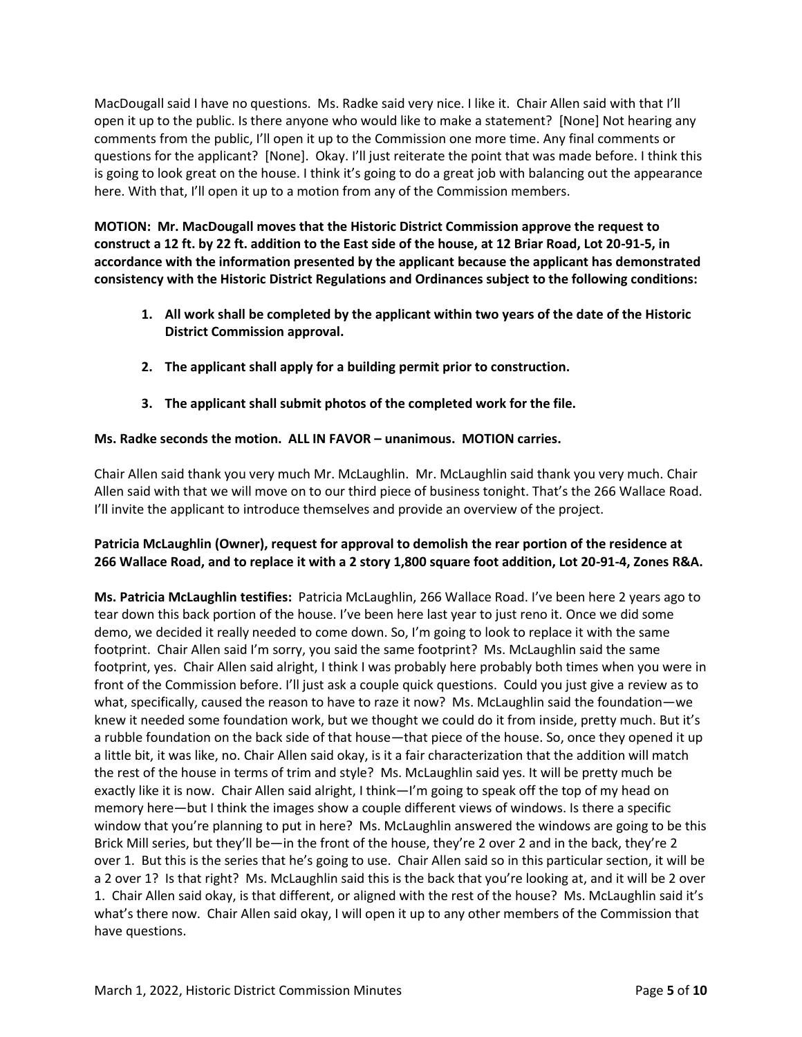MacDougall said I have no questions. Ms. Radke said very nice. I like it. Chair Allen said with that I'll open it up to the public. Is there anyone who would like to make a statement? [None] Not hearing any comments from the public, I'll open it up to the Commission one more time. Any final comments or questions for the applicant? [None]. Okay. I'll just reiterate the point that was made before. I think this is going to look great on the house. I think it's going to do a great job with balancing out the appearance here. With that, I'll open it up to a motion from any of the Commission members.

**MOTION: Mr. MacDougall moves that the Historic District Commission approve the request to construct a 12 ft. by 22 ft. addition to the East side of the house, at 12 Briar Road, Lot 20-91-5, in accordance with the information presented by the applicant because the applicant has demonstrated consistency with the Historic District Regulations and Ordinances subject to the following conditions:**

1. **All work shall be completed by the applicant within two years of the date of the Historic District Commission approval.**
2. **The applicant shall apply for a building permit prior to construction.**
3. **The applicant shall submit photos of the completed work for the file.**

**Ms. Radke seconds the motion. ALL IN FAVOR – unanimous. MOTION carries.**

Chair Allen said thank you very much Mr. McLaughlin. Mr. McLaughlin said thank you very much. Chair Allen said with that we will move on to our third piece of business tonight. That's the 266 Wallace Road. I'll invite the applicant to introduce themselves and provide an overview of the project.

**Patricia McLaughlin (Owner), request for approval to demolish the rear portion of the residence at 266 Wallace Road, and to replace it with a 2 story 1,800 square foot addition, Lot 20-91-4, Zones R&A.**

**Ms. Patricia McLaughlin testifies:** Patricia McLaughlin, 266 Wallace Road. I've been here 2 years ago to tear down this back portion of the house. I've been here last year to just reno it. Once we did some demo, we decided it really needed to come down. So, I'm going to look to replace it with the same footprint. Chair Allen said I'm sorry, you said the same footprint? Ms. McLaughlin said the same footprint, yes. Chair Allen said alright, I think I was probably here probably both times when you were in front of the Commission before. I'll just ask a couple quick questions. Could you just give a review as to what, specifically, caused the reason to have to raze it now? Ms. McLaughlin said the foundation—we knew it needed some foundation work, but we thought we could do it from inside, pretty much. But it's a rubble foundation on the back side of that house—that piece of the house. So, once they opened it up a little bit, it was like, no. Chair Allen said okay, is it a fair characterization that the addition will match the rest of the house in terms of trim and style? Ms. McLaughlin said yes. It will be pretty much be exactly like it is now. Chair Allen said alright, I think—I'm going to speak off the top of my head on memory here—but I think the images show a couple different views of windows. Is there a specific window that you're planning to put in here? Ms. McLaughlin answered the windows are going to be this Brick Mill series, but they'll be—in the front of the house, they're 2 over 2 and in the back, they're 2 over 1. But this is the series that he's going to use. Chair Allen said so in this particular section, it will be a 2 over 1? Is that right? Ms. McLaughlin said this is the back that you're looking at, and it will be 2 over 1. Chair Allen said okay, is that different, or aligned with the rest of the house? Ms. McLaughlin said it's what's there now. Chair Allen said okay, I will open it up to any other members of the Commission that have questions.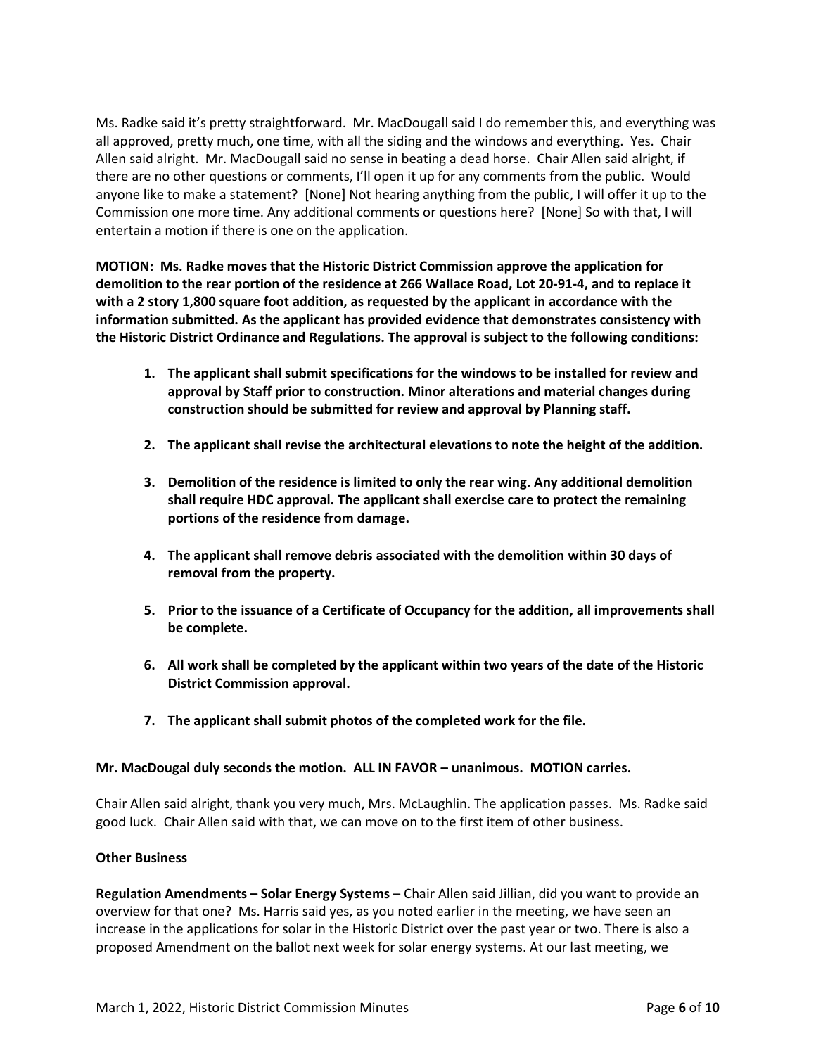Ms. Radke said it's pretty straightforward. Mr. MacDougall said I do remember this, and everything was all approved, pretty much, one time, with all the siding and the windows and everything. Yes. Chair Allen said alright. Mr. MacDougall said no sense in beating a dead horse. Chair Allen said alright, if there are no other questions or comments, I'll open it up for any comments from the public. Would anyone like to make a statement? [None] Not hearing anything from the public, I will offer it up to the Commission one more time. Any additional comments or questions here? [None] So with that, I will entertain a motion if there is one on the application.

**MOTION: Ms. Radke moves that the Historic District Commission approve the application for demolition to the rear portion of the residence at 266 Wallace Road, Lot 20-91-4, and to replace it with a 2 story 1,800 square foot addition, as requested by the applicant in accordance with the information submitted. As the applicant has provided evidence that demonstrates consistency with the Historic District Ordinance and Regulations. The approval is subject to the following conditions:**

1. **The applicant shall submit specifications for the windows to be installed for review and approval by Staff prior to construction. Minor alterations and material changes during construction should be submitted for review and approval by Planning staff.**
2. **The applicant shall revise the architectural elevations to note the height of the addition.**
3. **Demolition of the residence is limited to only the rear wing. Any additional demolition shall require HDC approval. The applicant shall exercise care to protect the remaining portions of the residence from damage.**
4. **The applicant shall remove debris associated with the demolition within 30 days of removal from the property.**
5. **Prior to the issuance of a Certificate of Occupancy for the addition, all improvements shall be complete.**
6. **All work shall be completed by the applicant within two years of the date of the Historic District Commission approval.**
7. **The applicant shall submit photos of the completed work for the file.**

**Mr. MacDougal duly seconds the motion. ALL IN FAVOR – unanimous. MOTION carries.**

Chair Allen said alright, thank you very much, Mrs. McLaughlin. The application passes. Ms. Radke said good luck. Chair Allen said with that, we can move on to the first item of other business.

**Other Business**

**Regulation Amendments – Solar Energy Systems** – Chair Allen said Jillian, did you want to provide an overview for that one? Ms. Harris said yes, as you noted earlier in the meeting, we have seen an increase in the applications for solar in the Historic District over the past year or two. There is also a proposed Amendment on the ballot next week for solar energy systems. At our last meeting, we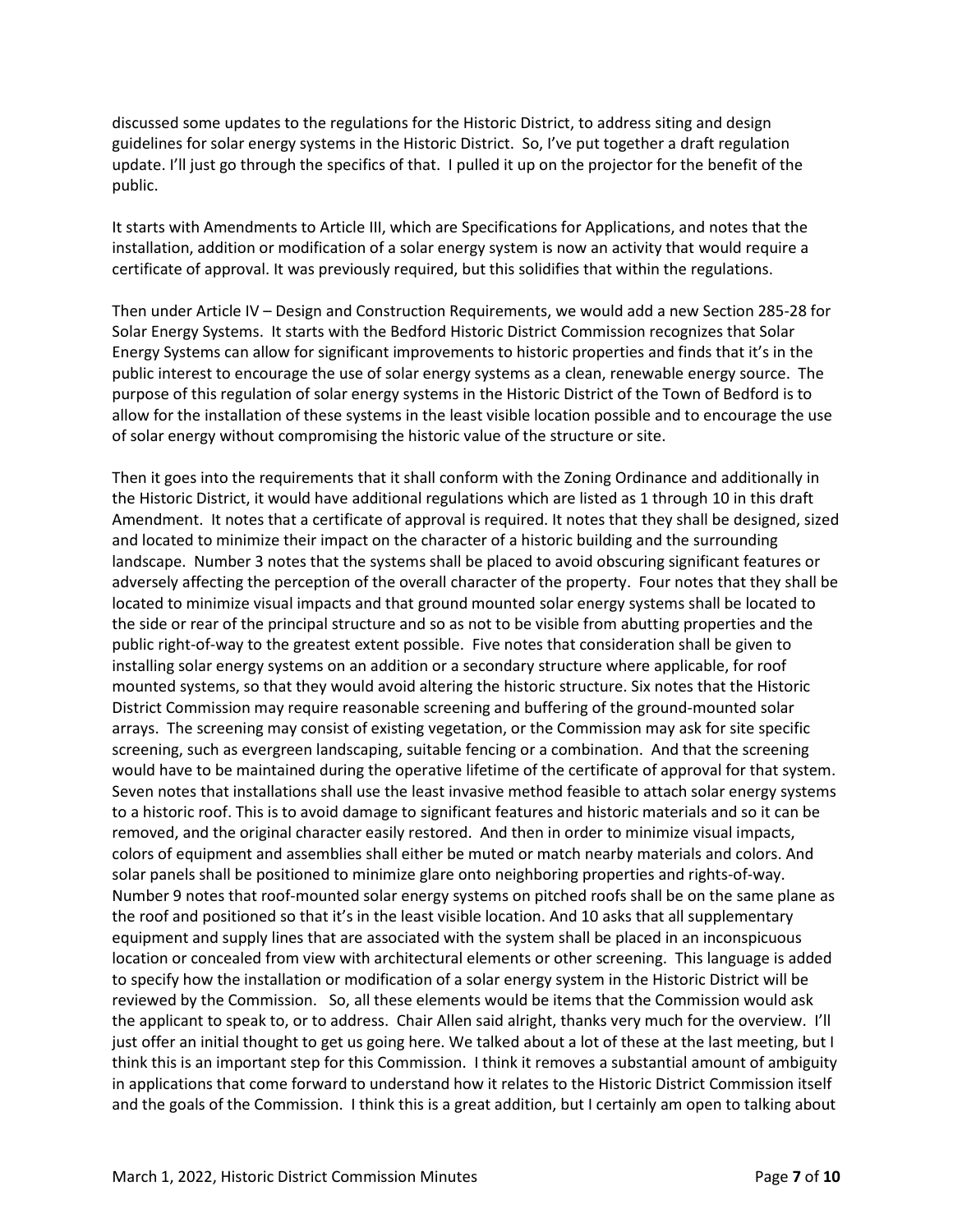discussed some updates to the regulations for the Historic District, to address siting and design guidelines for solar energy systems in the Historic District. So, I've put together a draft regulation update. I'll just go through the specifics of that. I pulled it up on the projector for the benefit of the public.

It starts with Amendments to Article III, which are Specifications for Applications, and notes that the installation, addition or modification of a solar energy system is now an activity that would require a certificate of approval. It was previously required, but this solidifies that within the regulations.

Then under Article IV – Design and Construction Requirements, we would add a new Section 285-28 for Solar Energy Systems. It starts with the Bedford Historic District Commission recognizes that Solar Energy Systems can allow for significant improvements to historic properties and finds that it's in the public interest to encourage the use of solar energy systems as a clean, renewable energy source. The purpose of this regulation of solar energy systems in the Historic District of the Town of Bedford is to allow for the installation of these systems in the least visible location possible and to encourage the use of solar energy without compromising the historic value of the structure or site.

Then it goes into the requirements that it shall conform with the Zoning Ordinance and additionally in the Historic District, it would have additional regulations which are listed as 1 through 10 in this draft Amendment. It notes that a certificate of approval is required. It notes that they shall be designed, sized and located to minimize their impact on the character of a historic building and the surrounding landscape. Number 3 notes that the systems shall be placed to avoid obscuring significant features or adversely affecting the perception of the overall character of the property. Four notes that they shall be located to minimize visual impacts and that ground mounted solar energy systems shall be located to the side or rear of the principal structure and so as not to be visible from abutting properties and the public right-of-way to the greatest extent possible. Five notes that consideration shall be given to installing solar energy systems on an addition or a secondary structure where applicable, for roof mounted systems, so that they would avoid altering the historic structure. Six notes that the Historic District Commission may require reasonable screening and buffering of the ground-mounted solar arrays. The screening may consist of existing vegetation, or the Commission may ask for site specific screening, such as evergreen landscaping, suitable fencing or a combination. And that the screening would have to be maintained during the operative lifetime of the certificate of approval for that system. Seven notes that installations shall use the least invasive method feasible to attach solar energy systems to a historic roof. This is to avoid damage to significant features and historic materials and so it can be removed, and the original character easily restored. And then in order to minimize visual impacts, colors of equipment and assemblies shall either be muted or match nearby materials and colors. And solar panels shall be positioned to minimize glare onto neighboring properties and rights-of-way. Number 9 notes that roof-mounted solar energy systems on pitched roofs shall be on the same plane as the roof and positioned so that it's in the least visible location. And 10 asks that all supplementary equipment and supply lines that are associated with the system shall be placed in an inconspicuous location or concealed from view with architectural elements or other screening. This language is added to specify how the installation or modification of a solar energy system in the Historic District will be reviewed by the Commission. So, all these elements would be items that the Commission would ask the applicant to speak to, or to address. Chair Allen said alright, thanks very much for the overview. I'll just offer an initial thought to get us going here. We talked about a lot of these at the last meeting, but I think this is an important step for this Commission. I think it removes a substantial amount of ambiguity in applications that come forward to understand how it relates to the Historic District Commission itself and the goals of the Commission. I think this is a great addition, but I certainly am open to talking about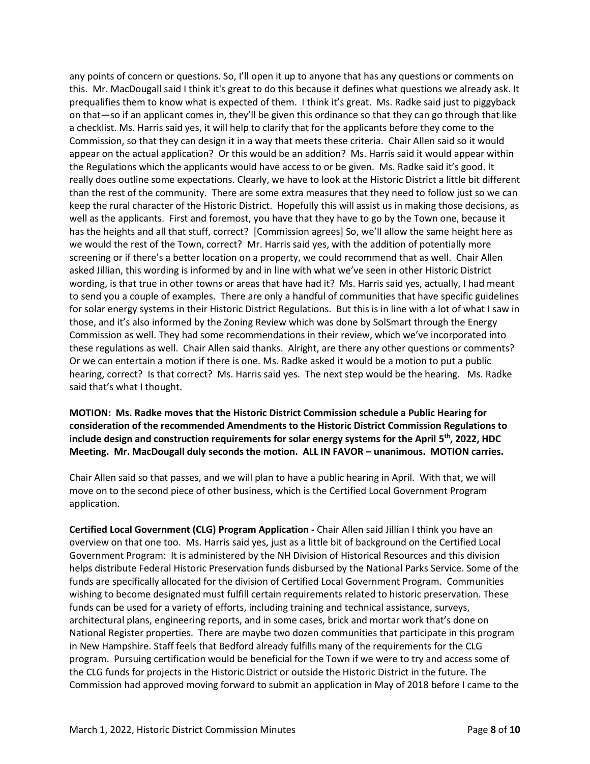any points of concern or questions. So, I'll open it up to anyone that has any questions or comments on this. Mr. MacDougall said I think it's great to do this because it defines what questions we already ask. It prequalifies them to know what is expected of them. I think it's great. Ms. Radke said just to piggyback on that—so if an applicant comes in, they'll be given this ordinance so that they can go through that like a checklist. Ms. Harris said yes, it will help to clarify that for the applicants before they come to the Commission, so that they can design it in a way that meets these criteria. Chair Allen said so it would appear on the actual application? Or this would be an addition? Ms. Harris said it would appear within the Regulations which the applicants would have access to or be given. Ms. Radke said it's good. It really does outline some expectations. Clearly, we have to look at the Historic District a little bit different than the rest of the community. There are some extra measures that they need to follow just so we can keep the rural character of the Historic District. Hopefully this will assist us in making those decisions, as well as the applicants. First and foremost, you have that they have to go by the Town one, because it has the heights and all that stuff, correct? [Commission agrees] So, we'll allow the same height here as we would the rest of the Town, correct? Mr. Harris said yes, with the addition of potentially more screening or if there's a better location on a property, we could recommend that as well. Chair Allen asked Jillian, this wording is informed by and in line with what we've seen in other Historic District wording, is that true in other towns or areas that have had it? Ms. Harris said yes, actually, I had meant to send you a couple of examples. There are only a handful of communities that have specific guidelines for solar energy systems in their Historic District Regulations. But this is in line with a lot of what I saw in those, and it's also informed by the Zoning Review which was done by SolSmart through the Energy Commission as well. They had some recommendations in their review, which we've incorporated into these regulations as well. Chair Allen said thanks. Alright, are there any other questions or comments? Or we can entertain a motion if there is one. Ms. Radke asked it would be a motion to put a public hearing, correct? Is that correct? Ms. Harris said yes. The next step would be the hearing. Ms. Radke said that's what I thought.

**MOTION: Ms. Radke moves that the Historic District Commission schedule a Public Hearing for consideration of the recommended Amendments to the Historic District Commission Regulations to include design and construction requirements for solar energy systems for the April 5th, 2022, HDC Meeting. Mr. MacDougall duly seconds the motion. ALL IN FAVOR – unanimous. MOTION carries.**

Chair Allen said so that passes, and we will plan to have a public hearing in April. With that, we will move on to the second piece of other business, which is the Certified Local Government Program application.

**Certified Local Government (CLG) Program Application -** Chair Allen said Jillian I think you have an overview on that one too. Ms. Harris said yes, just as a little bit of background on the Certified Local Government Program: It is administered by the NH Division of Historical Resources and this division helps distribute Federal Historic Preservation funds disbursed by the National Parks Service. Some of the funds are specifically allocated for the division of Certified Local Government Program. Communities wishing to become designated must fulfill certain requirements related to historic preservation. These funds can be used for a variety of efforts, including training and technical assistance, surveys, architectural plans, engineering reports, and in some cases, brick and mortar work that's done on National Register properties. There are maybe two dozen communities that participate in this program in New Hampshire. Staff feels that Bedford already fulfills many of the requirements for the CLG program. Pursuing certification would be beneficial for the Town if we were to try and access some of the CLG funds for projects in the Historic District or outside the Historic District in the future. The Commission had approved moving forward to submit an application in May of 2018 before I came to the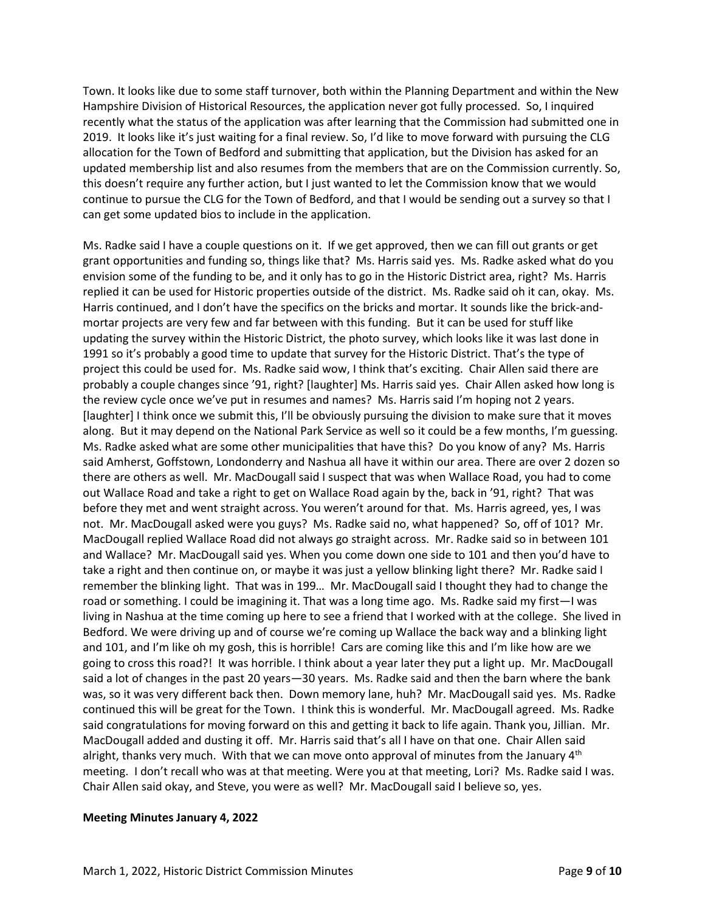Town. It looks like due to some staff turnover, both within the Planning Department and within the New Hampshire Division of Historical Resources, the application never got fully processed. So, I inquired recently what the status of the application was after learning that the Commission had submitted one in 2019. It looks like it's just waiting for a final review. So, I'd like to move forward with pursuing the CLG allocation for the Town of Bedford and submitting that application, but the Division has asked for an updated membership list and also resumes from the members that are on the Commission currently. So, this doesn't require any further action, but I just wanted to let the Commission know that we would continue to pursue the CLG for the Town of Bedford, and that I would be sending out a survey so that I can get some updated bios to include in the application.

Ms. Radke said I have a couple questions on it. If we get approved, then we can fill out grants or get grant opportunities and funding so, things like that? Ms. Harris said yes. Ms. Radke asked what do you envision some of the funding to be, and it only has to go in the Historic District area, right? Ms. Harris replied it can be used for Historic properties outside of the district. Ms. Radke said oh it can, okay. Ms. Harris continued, and I don't have the specifics on the bricks and mortar. It sounds like the brick-and-mortar projects are very few and far between with this funding. But it can be used for stuff like updating the survey within the Historic District, the photo survey, which looks like it was last done in 1991 so it's probably a good time to update that survey for the Historic District. That's the type of project this could be used for. Ms. Radke said wow, I think that's exciting. Chair Allen said there are probably a couple changes since '91, right? [laughter] Ms. Harris said yes. Chair Allen asked how long is the review cycle once we've put in resumes and names? Ms. Harris said I'm hoping not 2 years. [laughter] I think once we submit this, I'll be obviously pursuing the division to make sure that it moves along. But it may depend on the National Park Service as well so it could be a few months, I'm guessing. Ms. Radke asked what are some other municipalities that have this? Do you know of any? Ms. Harris said Amherst, Goffstown, Londonderry and Nashua all have it within our area. There are over 2 dozen so there are others as well. Mr. MacDougall said I suspect that was when Wallace Road, you had to come out Wallace Road and take a right to get on Wallace Road again by the, back in '91, right? That was before they met and went straight across. You weren't around for that. Ms. Harris agreed, yes, I was not. Mr. MacDougall asked were you guys? Ms. Radke said no, what happened? So, off of 101? Mr. MacDougall replied Wallace Road did not always go straight across. Mr. Radke said so in between 101 and Wallace? Mr. MacDougall said yes. When you come down one side to 101 and then you'd have to take a right and then continue on, or maybe it was just a yellow blinking light there? Mr. Radke said I remember the blinking light. That was in 199… Mr. MacDougall said I thought they had to change the road or something. I could be imagining it. That was a long time ago. Ms. Radke said my first—I was living in Nashua at the time coming up here to see a friend that I worked with at the college. She lived in Bedford. We were driving up and of course we're coming up Wallace the back way and a blinking light and 101, and I'm like oh my gosh, this is horrible! Cars are coming like this and I'm like how are we going to cross this road?! It was horrible. I think about a year later they put a light up. Mr. MacDougall said a lot of changes in the past 20 years—30 years. Ms. Radke said and then the barn where the bank was, so it was very different back then. Down memory lane, huh? Mr. MacDougall said yes. Ms. Radke continued this will be great for the Town. I think this is wonderful. Mr. MacDougall agreed. Ms. Radke said congratulations for moving forward on this and getting it back to life again. Thank you, Jillian. Mr. MacDougall added and dusting it off. Mr. Harris said that's all I have on that one. Chair Allen said alright, thanks very much. With that we can move onto approval of minutes from the January 4th meeting. I don't recall who was at that meeting. Were you at that meeting, Lori? Ms. Radke said I was. Chair Allen said okay, and Steve, you were as well? Mr. MacDougall said I believe so, yes.

**Meeting Minutes January 4, 2022**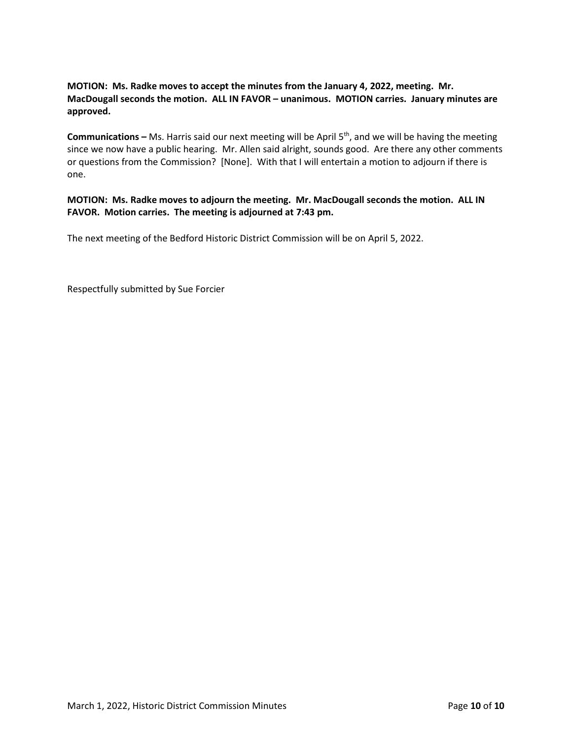**MOTION: Ms. Radke moves to accept the minutes from the January 4, 2022, meeting. Mr. MacDougall seconds the motion. ALL IN FAVOR – unanimous. MOTION carries. January minutes are approved.**

**Communications –** Ms. Harris said our next meeting will be April 5th, and we will be having the meeting since we now have a public hearing. Mr. Allen said alright, sounds good. Are there any other comments or questions from the Commission? [None]. With that I will entertain a motion to adjourn if there is one.

**MOTION: Ms. Radke moves to adjourn the meeting. Mr. MacDougall seconds the motion. ALL IN FAVOR. Motion carries. The meeting is adjourned at 7:43 pm.**

The next meeting of the Bedford Historic District Commission will be on April 5, 2022.

Respectfully submitted by Sue Forcier